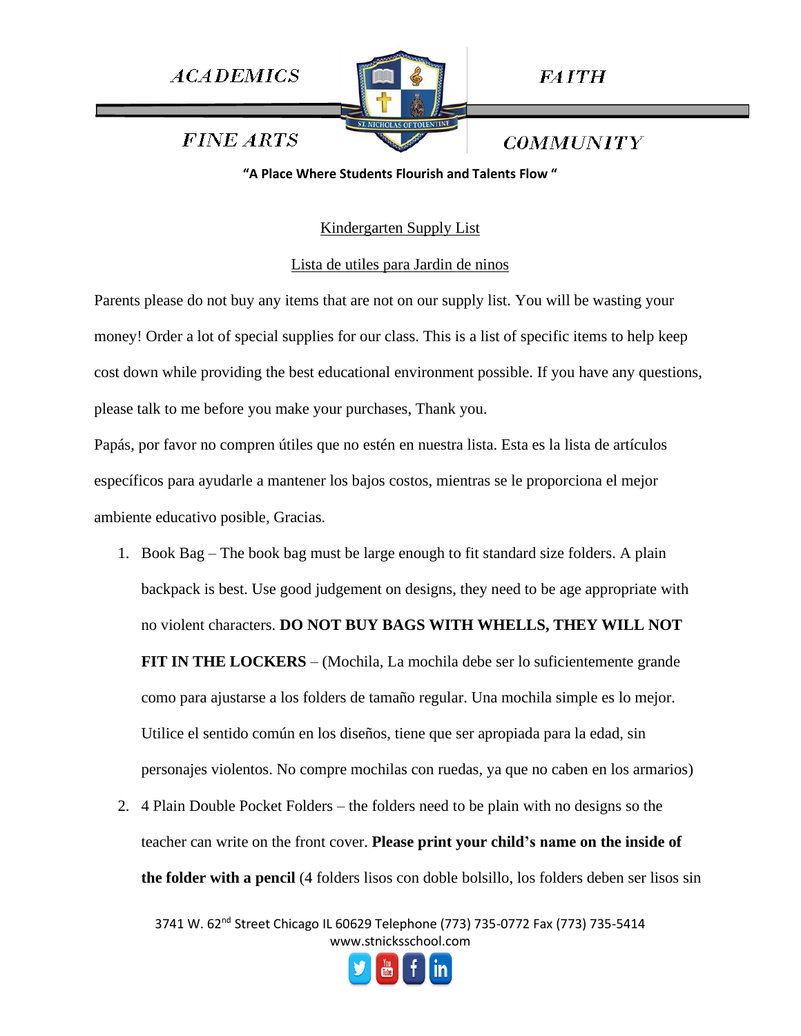ACADEMICS | FAITH

FINE ARTS | COMMUNITY

ST. NICHOLAS OF TOLENTINE

**"A Place Where Students Flourish and Talents Flow "**

## Kindergarten Supply List

## Lista de utiles para Jardin de ninos

Parents please do not buy any items that are not on our supply list. You will be wasting your money! Order a lot of special supplies for our class. This is a list of specific items to help keep cost down while providing the best educational environment possible. If you have any questions, please talk to me before you make your purchases, Thank you.

Papás, por favor no compren útiles que no estén en nuestra lista. Esta es la lista de artículos específicos para ayudarle a mantener los bajos costos, mientras se le proporciona el mejor ambiente educativo posible, Gracias.

1. Book Bag – The book bag must be large enough to fit standard size folders. A plain backpack is best. Use good judgement on designs, they need to be age appropriate with no violent characters. **DO NOT BUY BAGS WITH WHELLS, THEY WILL NOT FIT IN THE LOCKERS** – (Mochila, La mochila debe ser lo suficientemente grande como para ajustarse a los folders de tamaño regular. Una mochila simple es lo mejor. Utilice el sentido común en los diseños, tiene que ser apropiada para la edad, sin personajes violentos. No compre mochilas con ruedas, ya que no caben en los armarios)
2. 4 Plain Double Pocket Folders – the folders need to be plain with no designs so the teacher can write on the front cover. **Please print your child's name on the inside of the folder with a pencil** (4 folders lisos con doble bolsillo, los folders deben ser lisos sin

3741 W. 62nd Street Chicago IL 60629 Telephone (773) 735-0772 Fax (773) 735-5414
www.stnicksschool.com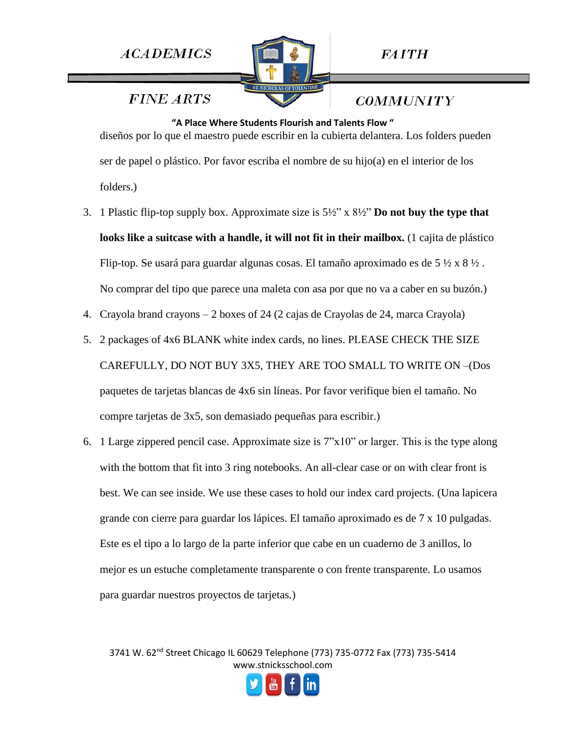diseños por lo que el maestro puede escribir en la cubierta delantera. Los folders pueden ser de papel o plástico. Por favor escriba el nombre de su hijo(a) en el interior de los folders.)

3. 1 Plastic flip-top supply box. Approximate size is 5½" x 8½" **Do not buy the type that looks like a suitcase with a handle, it will not fit in their mailbox.** (1 cajita de plástico Flip-top. Se usará para guardar algunas cosas. El tamaño aproximado es de 5 ½ x 8 ½ . No comprar del tipo que parece una maleta con asa por que no va a caber en su buzón.)
4. Crayola brand crayons – 2 boxes of 24 (2 cajas de Crayolas de 24, marca Crayola)
5. 2 packages of 4x6 BLANK white index cards, no lines. PLEASE CHECK THE SIZE CAREFULLY, DO NOT BUY 3X5, THEY ARE TOO SMALL TO WRITE ON –(Dos paquetes de tarjetas blancas de 4x6 sin líneas. Por favor verifique bien el tamaño. No compre tarjetas de 3x5, son demasiado pequeñas para escribir.)
6. 1 Large zippered pencil case. Approximate size is 7"x10" or larger. This is the type along with the bottom that fit into 3 ring notebooks. An all-clear case or on with clear front is best. We can see inside. We use these cases to hold our index card projects. (Una lapicera grande con cierre para guardar los lápices. El tamaño aproximado es de 7 x 10 pulgadas. Este es el tipo a lo largo de la parte inferior que cabe en un cuaderno de 3 anillos, lo mejor es un estuche completamente transparente o con frente transparente. Lo usamos para guardar nuestros proyectos de tarjetas.)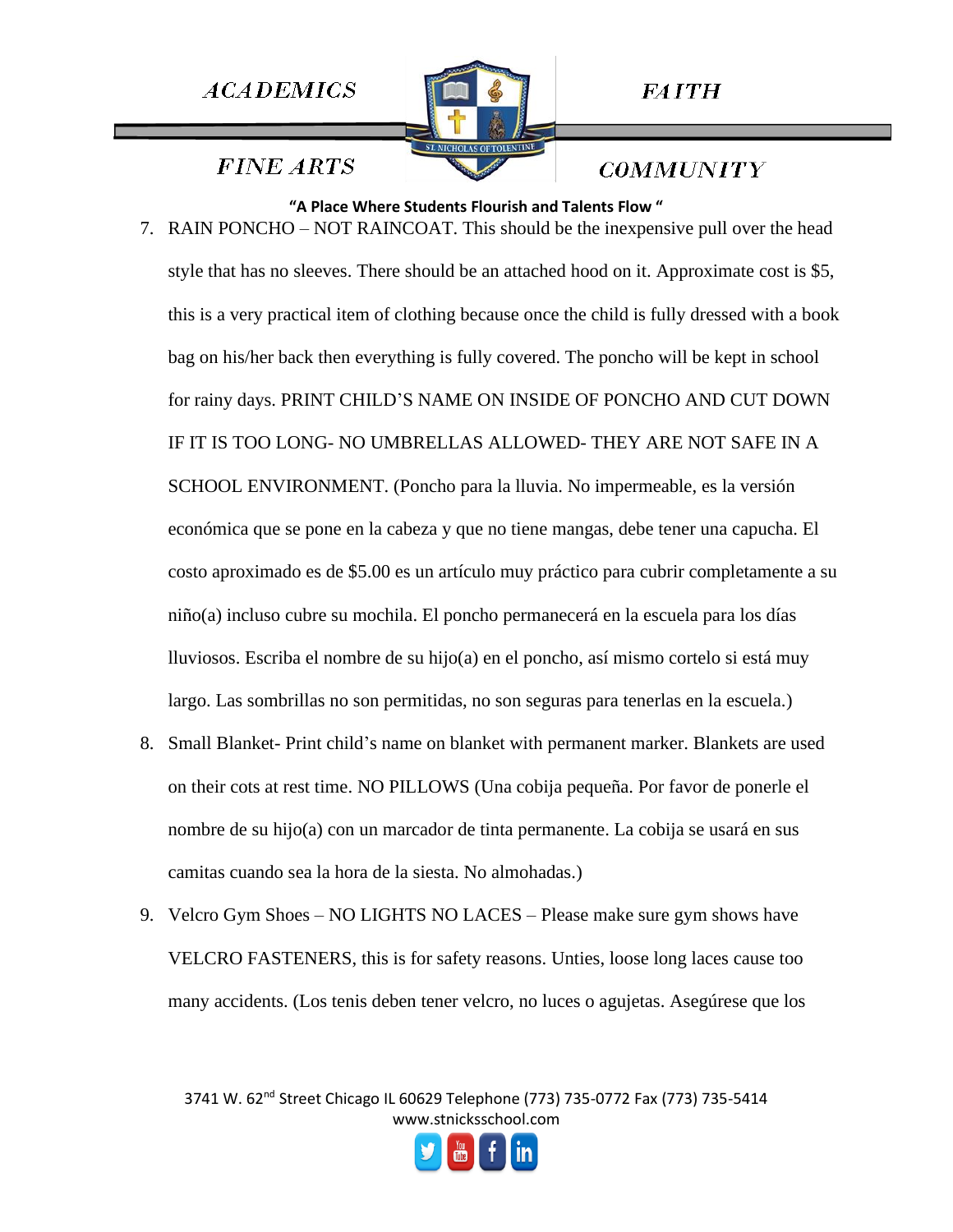7. RAIN PONCHO – NOT RAINCOAT. This should be the inexpensive pull over the head style that has no sleeves. There should be an attached hood on it. Approximate cost is $5, this is a very practical item of clothing because once the child is fully dressed with a book bag on his/her back then everything is fully covered. The poncho will be kept in school for rainy days. PRINT CHILD'S NAME ON INSIDE OF PONCHO AND CUT DOWN IF IT IS TOO LONG- NO UMBRELLAS ALLOWED- THEY ARE NOT SAFE IN A SCHOOL ENVIRONMENT. (Poncho para la lluvia. No impermeable, es la versión económica que se pone en la cabeza y que no tiene mangas, debe tener una capucha. El costo aproximado es de $5.00 es un artículo muy práctico para cubrir completamente a su niño(a) incluso cubre su mochila. El poncho permanecerá en la escuela para los días lluviosos. Escriba el nombre de su hijo(a) en el poncho, así mismo cortelo si está muy largo. Las sombrillas no son permitidas, no son seguras para tenerlas en la escuela.)
8. Small Blanket- Print child's name on blanket with permanent marker. Blankets are used on their cots at rest time. NO PILLOWS (Una cobija pequeña. Por favor de ponerle el nombre de su hijo(a) con un marcador de tinta permanente. La cobija se usará en sus camitas cuando sea la hora de la siesta. No almohadas.)
9. Velcro Gym Shoes – NO LIGHTS NO LACES – Please make sure gym shows have VELCRO FASTENERS, this is for safety reasons. Unties, loose long laces cause too many accidents. (Los tenis deben tener velcro, no luces o agujetas. Asegúrese que los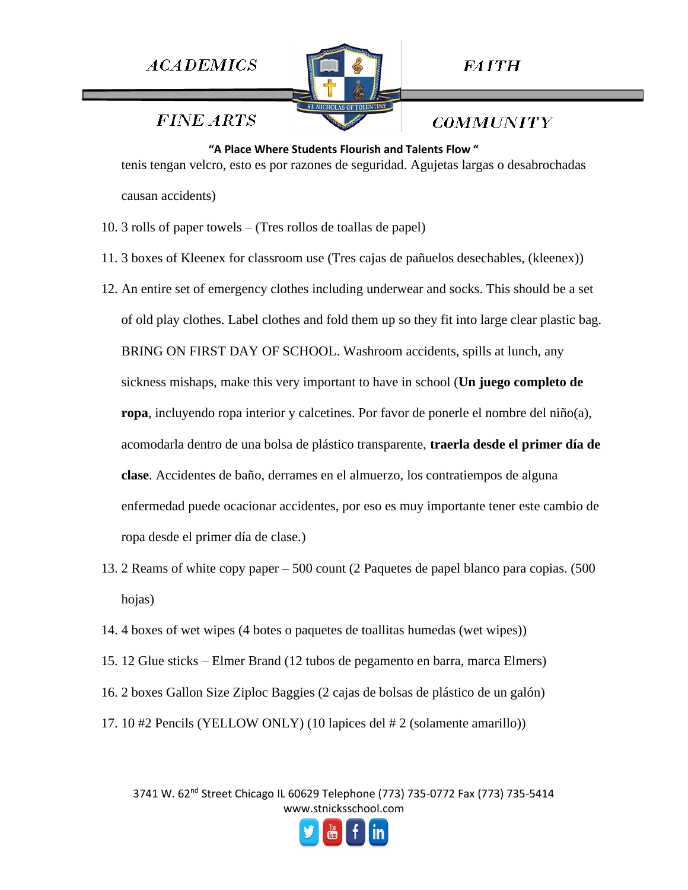tenis tengan velcro, esto es por razones de seguridad. Agujetas largas o desabrochadas causan accidents)

10. 3 rolls of paper towels – (Tres rollos de toallas de papel)
11. 3 boxes of Kleenex for classroom use (Tres cajas de pañuelos desechables, (kleenex))
12. An entire set of emergency clothes including underwear and socks. This should be a set of old play clothes. Label clothes and fold them up so they fit into large clear plastic bag. BRING ON FIRST DAY OF SCHOOL. Washroom accidents, spills at lunch, any sickness mishaps, make this very important to have in school (**Un juego completo de ropa**, incluyendo ropa interior y calcetines. Por favor de ponerle el nombre del niño(a), acomodarla dentro de una bolsa de plástico transparente, **traerla desde el primer día de clase**. Accidentes de baño, derrames en el almuerzo, los contratiempos de alguna enfermedad puede ocacionar accidentes, por eso es muy importante tener este cambio de ropa desde el primer día de clase.)
13. 2 Reams of white copy paper – 500 count (2 Paquetes de papel blanco para copias. (500 hojas)
14. 4 boxes of wet wipes (4 botes o paquetes de toallitas humedas (wet wipes))
15. 12 Glue sticks – Elmer Brand (12 tubos de pegamento en barra, marca Elmers)
16. 2 boxes Gallon Size Ziploc Baggies (2 cajas de bolsas de plástico de un galón)
17. 10 #2 Pencils (YELLOW ONLY) (10 lapices del # 2 (solamente amarillo))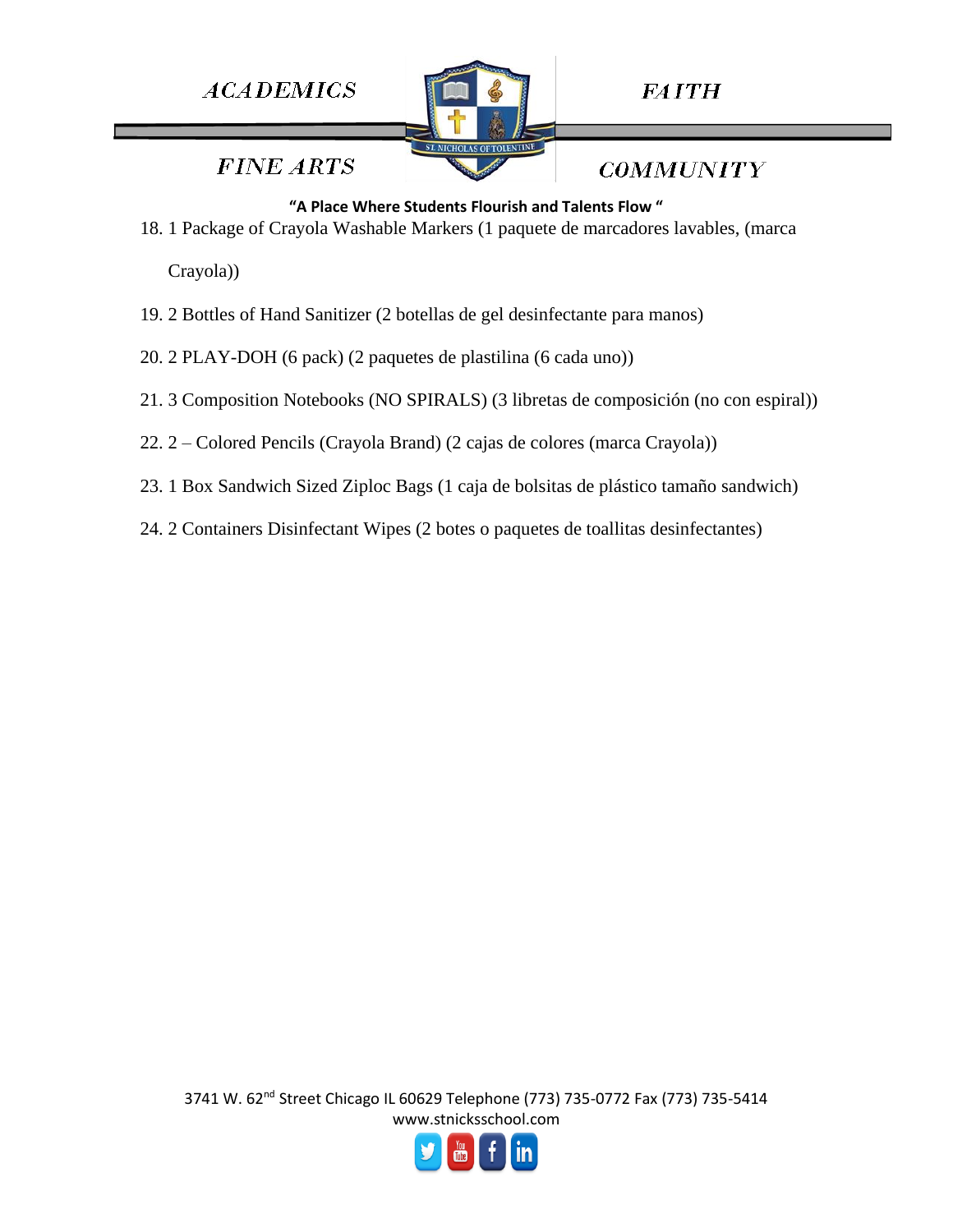18. 1 Package of Crayola Washable Markers (1 paquete de marcadores lavables, (marca Crayola))
19. 2 Bottles of Hand Sanitizer (2 botellas de gel desinfectante para manos)
20. 2 PLAY-DOH (6 pack) (2 paquetes de plastilina (6 cada uno))
21. 3 Composition Notebooks (NO SPIRALS) (3 libretas de composición (no con espiral))
22. 2 – Colored Pencils (Crayola Brand) (2 cajas de colores (marca Crayola))
23. 1 Box Sandwich Sized Ziploc Bags (1 caja de bolsitas de plástico tamaño sandwich)
24. 2 Containers Disinfectant Wipes (2 botes o paquetes de toallitas desinfectantes)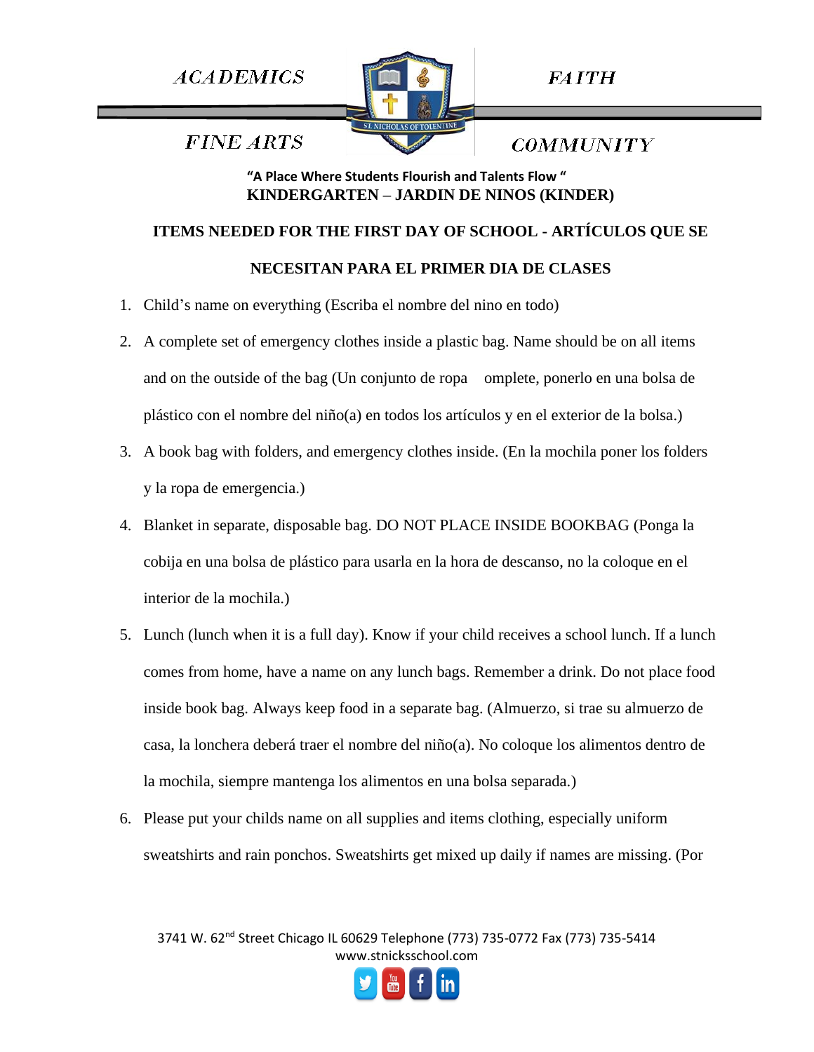ACADEMICS FAITH

FINE ARTS COMMUNITY

**"A Place Where Students Flourish and Talents Flow "**

**KINDERGARTEN – JARDIN DE NINOS (KINDER)**

## ITEMS NEEDED FOR THE FIRST DAY OF SCHOOL - ARTÍCULOS QUE SE NECESITAN PARA EL PRIMER DIA DE CLASES

1. Child's name on everything (Escriba el nombre del nino en todo)
2. A complete set of emergency clothes inside a plastic bag. Name should be on all items and on the outside of the bag (Un conjunto de ropa omplete, ponerlo en una bolsa de plástico con el nombre del niño(a) en todos los artículos y en el exterior de la bolsa.)
3. A book bag with folders, and emergency clothes inside. (En la mochila poner los folders y la ropa de emergencia.)
4. Blanket in separate, disposable bag. DO NOT PLACE INSIDE BOOKBAG (Ponga la cobija en una bolsa de plástico para usarla en la hora de descanso, no la coloque en el interior de la mochila.)
5. Lunch (lunch when it is a full day). Know if your child receives a school lunch. If a lunch comes from home, have a name on any lunch bags. Remember a drink. Do not place food inside book bag. Always keep food in a separate bag. (Almuerzo, si trae su almuerzo de casa, la lonchera deberá traer el nombre del niño(a). No coloque los alimentos dentro de la mochila, siempre mantenga los alimentos en una bolsa separada.)
6. Please put your childs name on all supplies and items clothing, especially uniform sweatshirts and rain ponchos. Sweatshirts get mixed up daily if names are missing. (Por

3741 W. 62nd Street Chicago IL 60629 Telephone (773) 735-0772 Fax (773) 735-5414
www.stnicksschool.com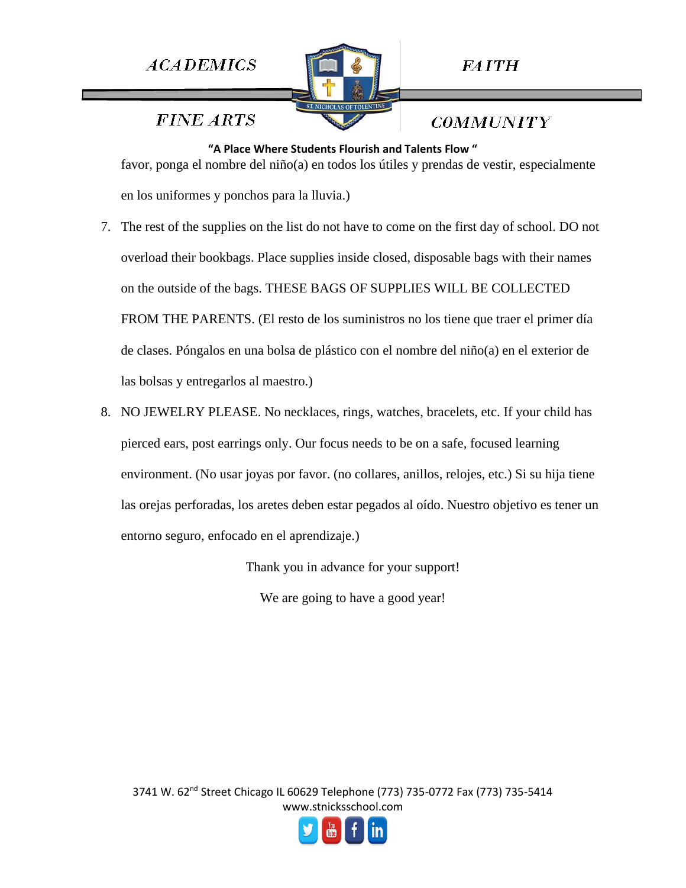favor, ponga el nombre del niño(a) en todos los útiles y prendas de vestir, especialmente en los uniformes y ponchos para la lluvia.)

7. The rest of the supplies on the list do not have to come on the first day of school. DO not overload their bookbags. Place supplies inside closed, disposable bags with their names on the outside of the bags. THESE BAGS OF SUPPLIES WILL BE COLLECTED FROM THE PARENTS. (El resto de los suministros no los tiene que traer el primer día de clases. Póngalos en una bolsa de plástico con el nombre del niño(a) en el exterior de las bolsas y entregarlos al maestro.)

8. NO JEWELRY PLEASE. No necklaces, rings, watches, bracelets, etc. If your child has pierced ears, post earrings only. Our focus needs to be on a safe, focused learning environment. (No usar joyas por favor. (no collares, anillos, relojes, etc.) Si su hija tiene las orejas perforadas, los aretes deben estar pegados al oído. Nuestro objetivo es tener un entorno seguro, enfocado en el aprendizaje.)

Thank you in advance for your support!

We are going to have a good year!